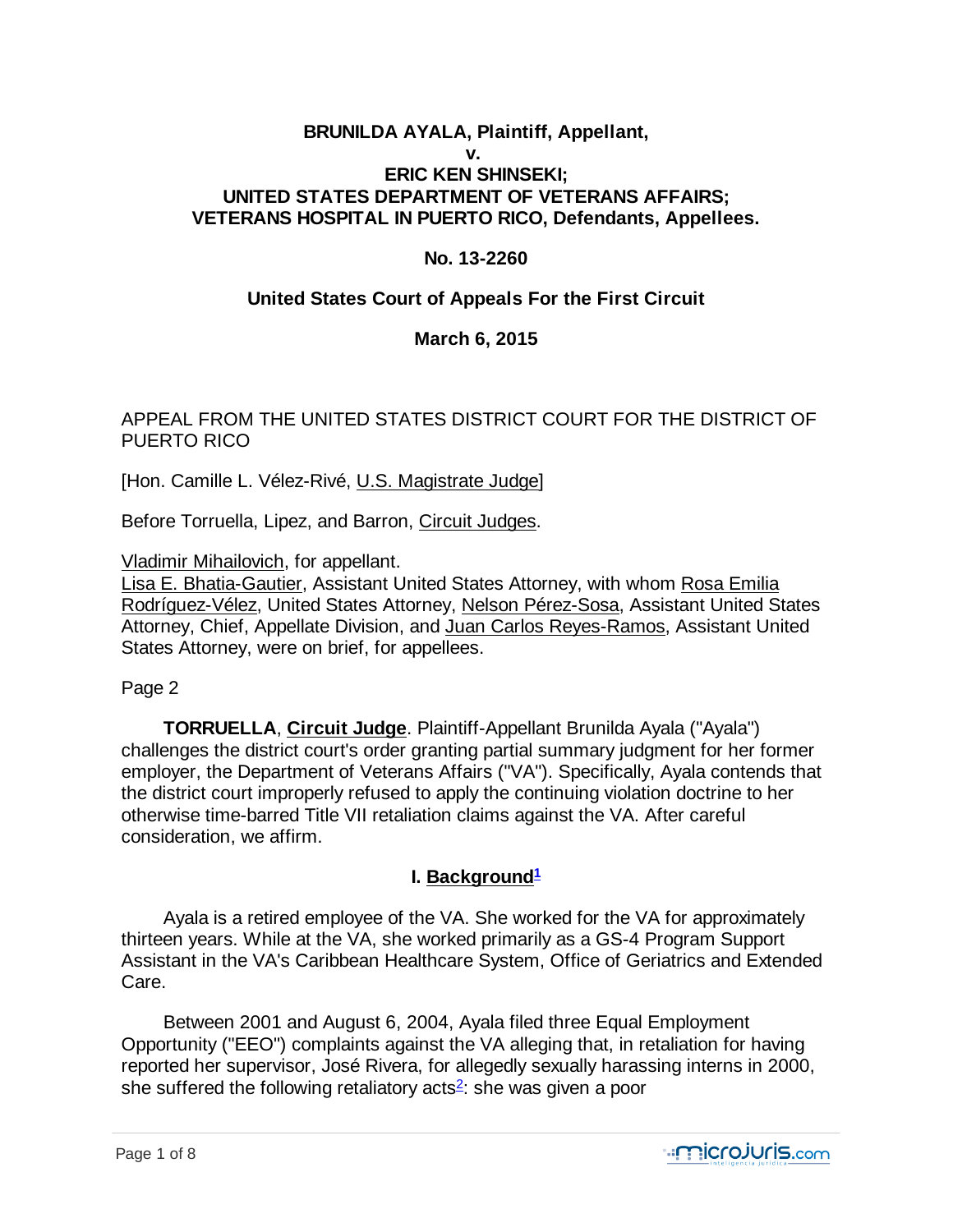**BRUNILDA AYALA, Plaintiff, Appellant,**
**v.**
**ERIC KEN SHINSEKI;**
**UNITED STATES DEPARTMENT OF VETERANS AFFAIRS;**
**VETERANS HOSPITAL IN PUERTO RICO, Defendants, Appellees.**

**No. 13-2260**

**United States Court of Appeals For the First Circuit**

**March 6, 2015**

APPEAL FROM THE UNITED STATES DISTRICT COURT FOR THE DISTRICT OF PUERTO RICO

[Hon. Camille L. Vélez-Rivé, U.S. Magistrate Judge]

Before Torruella, Lipez, and Barron, Circuit Judges.

Vladimir Mihailovich, for appellant.
Lisa E. Bhatia-Gautier, Assistant United States Attorney, with whom Rosa Emilia Rodríguez-Vélez, United States Attorney, Nelson Pérez-Sosa, Assistant United States Attorney, Chief, Appellate Division, and Juan Carlos Reyes-Ramos, Assistant United States Attorney, were on brief, for appellees.

Page 2

**TORRUELLA**, **Circuit Judge**. Plaintiff-Appellant Brunilda Ayala ("Ayala") challenges the district court's order granting partial summary judgment for her former employer, the Department of Veterans Affairs ("VA"). Specifically, Ayala contends that the district court improperly refused to apply the continuing violation doctrine to her otherwise time-barred Title VII retaliation claims against the VA. After careful consideration, we affirm.

## I. Background[1]

Ayala is a retired employee of the VA. She worked for the VA for approximately thirteen years. While at the VA, she worked primarily as a GS-4 Program Support Assistant in the VA's Caribbean Healthcare System, Office of Geriatrics and Extended Care.

Between 2001 and August 6, 2004, Ayala filed three Equal Employment Opportunity ("EEO") complaints against the VA alleging that, in retaliation for having reported her supervisor, José Rivera, for allegedly sexually harassing interns in 2000, she suffered the following retaliatory acts[2]: she was given a poor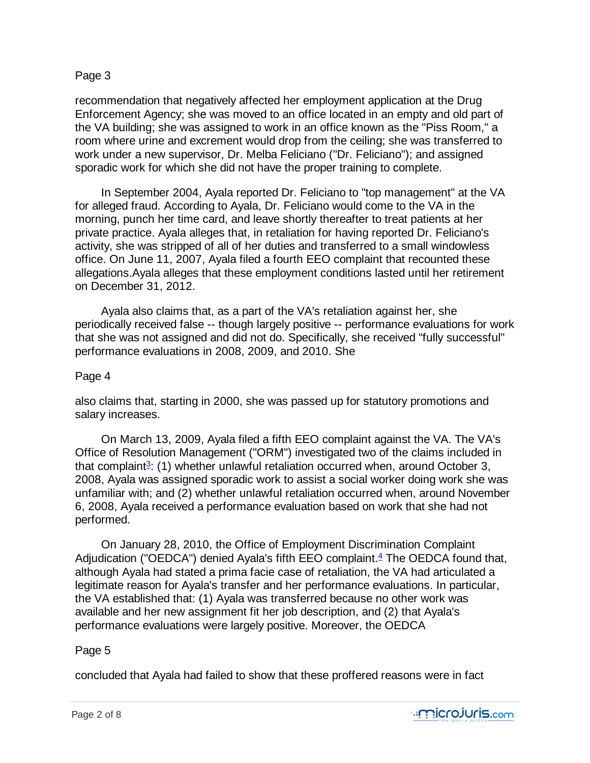Page 3

recommendation that negatively affected her employment application at the Drug Enforcement Agency; she was moved to an office located in an empty and old part of the VA building; she was assigned to work in an office known as the "Piss Room," a room where urine and excrement would drop from the ceiling; she was transferred to work under a new supervisor, Dr. Melba Feliciano ("Dr. Feliciano"); and assigned sporadic work for which she did not have the proper training to complete.

In September 2004, Ayala reported Dr. Feliciano to "top management" at the VA for alleged fraud. According to Ayala, Dr. Feliciano would come to the VA in the morning, punch her time card, and leave shortly thereafter to treat patients at her private practice. Ayala alleges that, in retaliation for having reported Dr. Feliciano's activity, she was stripped of all of her duties and transferred to a small windowless office. On June 11, 2007, Ayala filed a fourth EEO complaint that recounted these allegations.Ayala alleges that these employment conditions lasted until her retirement on December 31, 2012.

Ayala also claims that, as a part of the VA's retaliation against her, she periodically received false -- though largely positive -- performance evaluations for work that she was not assigned and did not do. Specifically, she received "fully successful" performance evaluations in 2008, 2009, and 2010. She

Page 4

also claims that, starting in 2000, she was passed up for statutory promotions and salary increases.

On March 13, 2009, Ayala filed a fifth EEO complaint against the VA. The VA's Office of Resolution Management ("ORM") investigated two of the claims included in that complaint[3]: (1) whether unlawful retaliation occurred when, around October 3, 2008, Ayala was assigned sporadic work to assist a social worker doing work she was unfamiliar with; and (2) whether unlawful retaliation occurred when, around November 6, 2008, Ayala received a performance evaluation based on work that she had not performed.

On January 28, 2010, the Office of Employment Discrimination Complaint Adjudication ("OEDCA") denied Ayala's fifth EEO complaint.[4] The OEDCA found that, although Ayala had stated a prima facie case of retaliation, the VA had articulated a legitimate reason for Ayala's transfer and her performance evaluations. In particular, the VA established that: (1) Ayala was transferred because no other work was available and her new assignment fit her job description, and (2) that Ayala's performance evaluations were largely positive. Moreover, the OEDCA

Page 5

concluded that Ayala had failed to show that these proffered reasons were in fact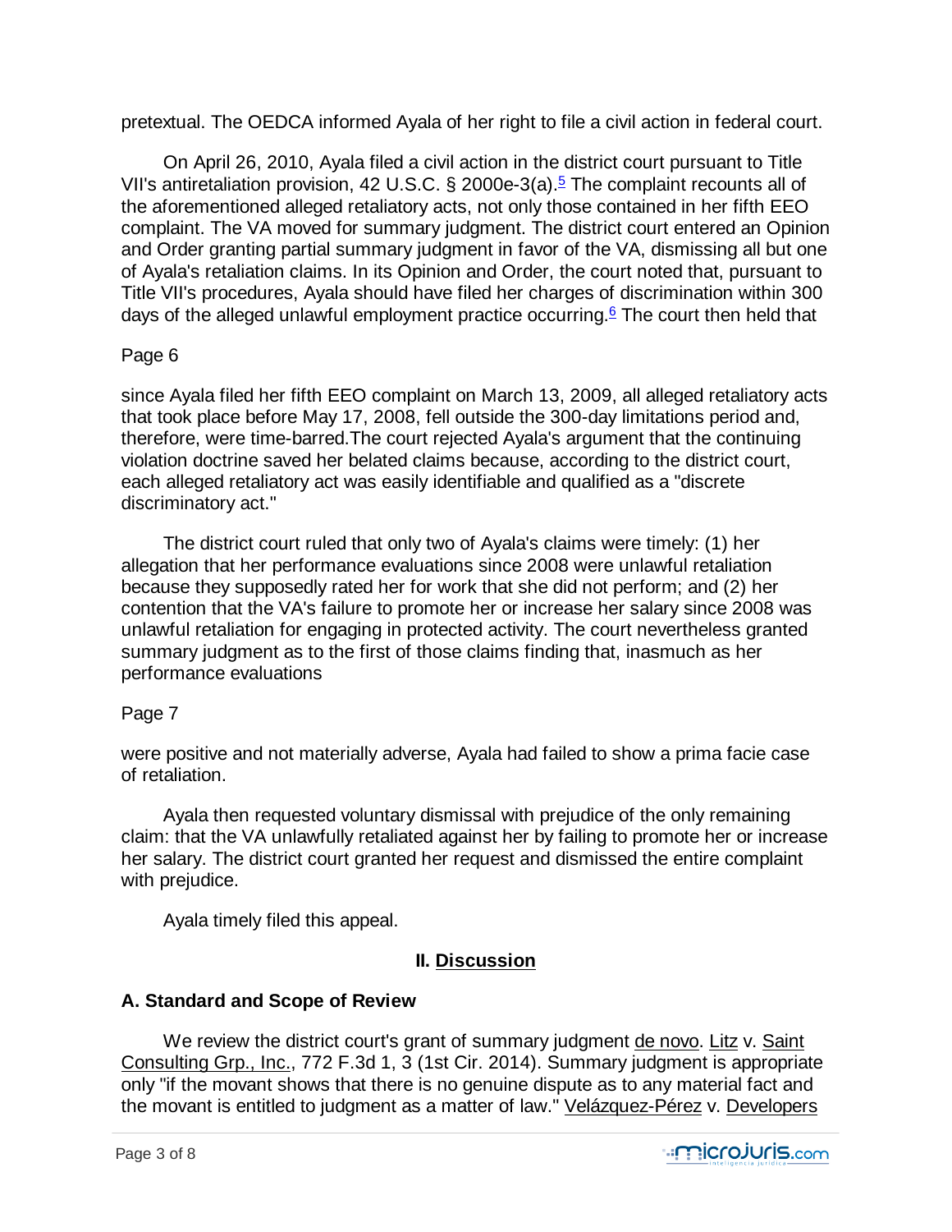pretextual. The OEDCA informed Ayala of her right to file a civil action in federal court.

On April 26, 2010, Ayala filed a civil action in the district court pursuant to Title VII's antiretaliation provision, 42 U.S.C. § 2000e-3(a).[5] The complaint recounts all of the aforementioned alleged retaliatory acts, not only those contained in her fifth EEO complaint. The VA moved for summary judgment. The district court entered an Opinion and Order granting partial summary judgment in favor of the VA, dismissing all but one of Ayala's retaliation claims. In its Opinion and Order, the court noted that, pursuant to Title VII's procedures, Ayala should have filed her charges of discrimination within 300 days of the alleged unlawful employment practice occurring.[6] The court then held that

Page 6

since Ayala filed her fifth EEO complaint on March 13, 2009, all alleged retaliatory acts that took place before May 17, 2008, fell outside the 300-day limitations period and, therefore, were time-barred.The court rejected Ayala's argument that the continuing violation doctrine saved her belated claims because, according to the district court, each alleged retaliatory act was easily identifiable and qualified as a "discrete discriminatory act."

The district court ruled that only two of Ayala's claims were timely: (1) her allegation that her performance evaluations since 2008 were unlawful retaliation because they supposedly rated her for work that she did not perform; and (2) her contention that the VA's failure to promote her or increase her salary since 2008 was unlawful retaliation for engaging in protected activity. The court nevertheless granted summary judgment as to the first of those claims finding that, inasmuch as her performance evaluations

Page 7

were positive and not materially adverse, Ayala had failed to show a prima facie case of retaliation.

Ayala then requested voluntary dismissal with prejudice of the only remaining claim: that the VA unlawfully retaliated against her by failing to promote her or increase her salary. The district court granted her request and dismissed the entire complaint with prejudice.

Ayala timely filed this appeal.

## II. Discussion

### A. Standard and Scope of Review

We review the district court's grant of summary judgment de novo. Litz v. Saint Consulting Grp., Inc., 772 F.3d 1, 3 (1st Cir. 2014). Summary judgment is appropriate only "if the movant shows that there is no genuine dispute as to any material fact and the movant is entitled to judgment as a matter of law." Velázquez-Pérez v. Developers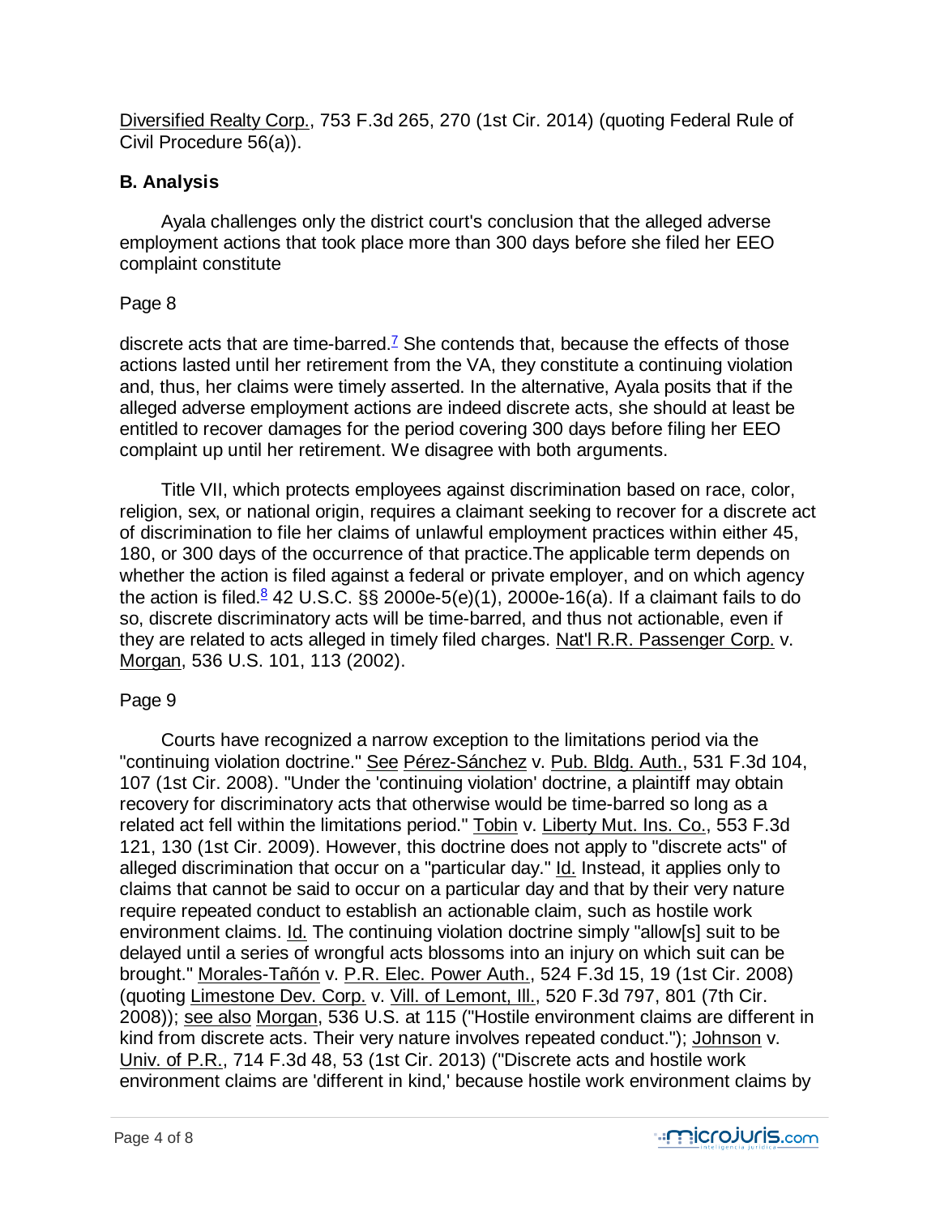Diversified Realty Corp., 753 F.3d 265, 270 (1st Cir. 2014) (quoting Federal Rule of Civil Procedure 56(a)).

### B. Analysis

Ayala challenges only the district court's conclusion that the alleged adverse employment actions that took place more than 300 days before she filed her EEO complaint constitute

Page 8

discrete acts that are time-barred.[7] She contends that, because the effects of those actions lasted until her retirement from the VA, they constitute a continuing violation and, thus, her claims were timely asserted. In the alternative, Ayala posits that if the alleged adverse employment actions are indeed discrete acts, she should at least be entitled to recover damages for the period covering 300 days before filing her EEO complaint up until her retirement. We disagree with both arguments.

Title VII, which protects employees against discrimination based on race, color, religion, sex, or national origin, requires a claimant seeking to recover for a discrete act of discrimination to file her claims of unlawful employment practices within either 45, 180, or 300 days of the occurrence of that practice.The applicable term depends on whether the action is filed against a federal or private employer, and on which agency the action is filed.[8] 42 U.S.C. §§ 2000e-5(e)(1), 2000e-16(a). If a claimant fails to do so, discrete discriminatory acts will be time-barred, and thus not actionable, even if they are related to acts alleged in timely filed charges. Nat'l R.R. Passenger Corp. v. Morgan, 536 U.S. 101, 113 (2002).

Page 9

Courts have recognized a narrow exception to the limitations period via the "continuing violation doctrine." See Pérez-Sánchez v. Pub. Bldg. Auth., 531 F.3d 104, 107 (1st Cir. 2008). "Under the 'continuing violation' doctrine, a plaintiff may obtain recovery for discriminatory acts that otherwise would be time-barred so long as a related act fell within the limitations period." Tobin v. Liberty Mut. Ins. Co., 553 F.3d 121, 130 (1st Cir. 2009). However, this doctrine does not apply to "discrete acts" of alleged discrimination that occur on a "particular day." Id. Instead, it applies only to claims that cannot be said to occur on a particular day and that by their very nature require repeated conduct to establish an actionable claim, such as hostile work environment claims. Id. The continuing violation doctrine simply "allow[s] suit to be delayed until a series of wrongful acts blossoms into an injury on which suit can be brought." Morales-Tañón v. P.R. Elec. Power Auth., 524 F.3d 15, 19 (1st Cir. 2008) (quoting Limestone Dev. Corp. v. Vill. of Lemont, Ill., 520 F.3d 797, 801 (7th Cir. 2008)); see also Morgan, 536 U.S. at 115 ("Hostile environment claims are different in kind from discrete acts. Their very nature involves repeated conduct."); Johnson v. Univ. of P.R., 714 F.3d 48, 53 (1st Cir. 2013) ("Discrete acts and hostile work environment claims are 'different in kind,' because hostile work environment claims by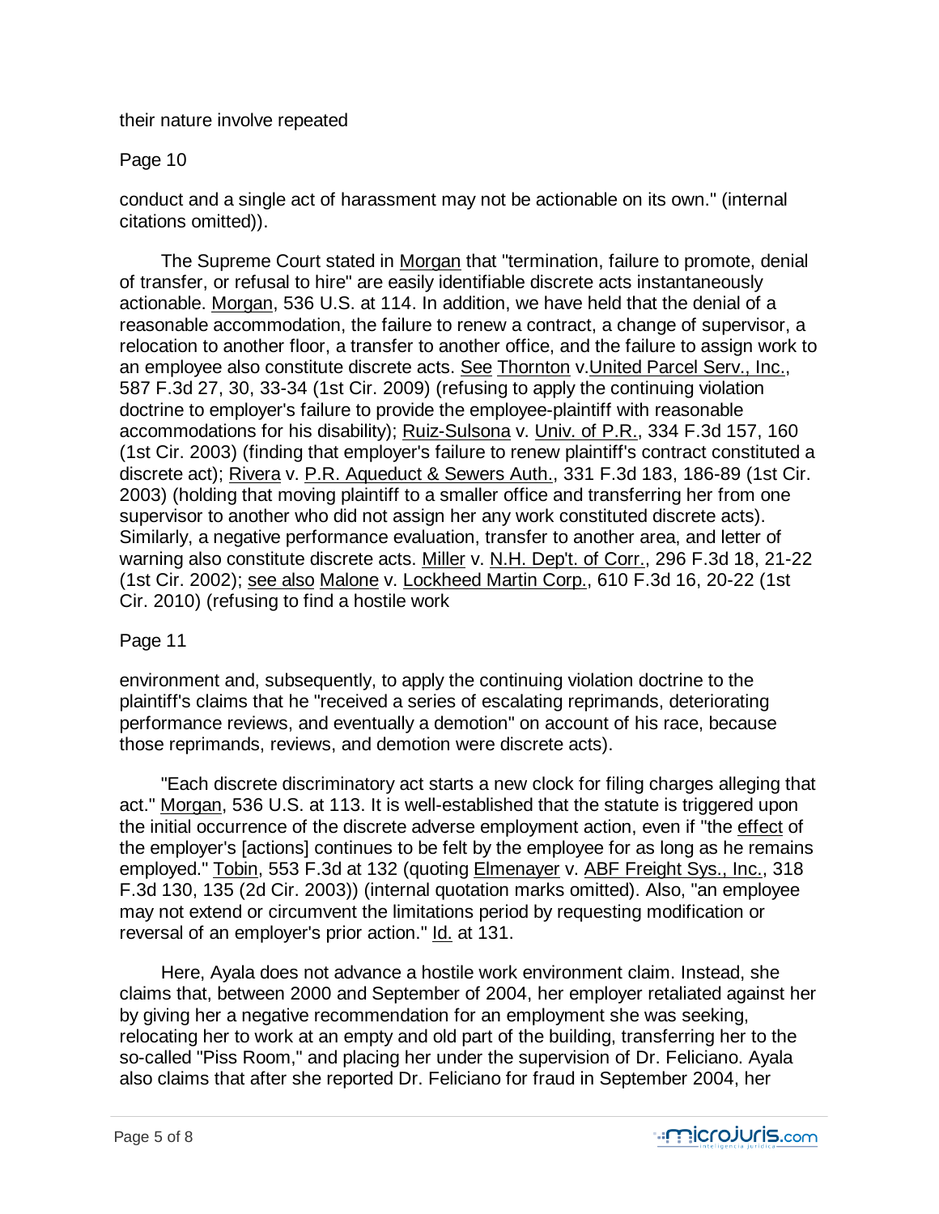their nature involve repeated

Page 10

conduct and a single act of harassment may not be actionable on its own." (internal citations omitted)).

The Supreme Court stated in Morgan that "termination, failure to promote, denial of transfer, or refusal to hire" are easily identifiable discrete acts instantaneously actionable. Morgan, 536 U.S. at 114. In addition, we have held that the denial of a reasonable accommodation, the failure to renew a contract, a change of supervisor, a relocation to another floor, a transfer to another office, and the failure to assign work to an employee also constitute discrete acts. See Thornton v.United Parcel Serv., Inc., 587 F.3d 27, 30, 33-34 (1st Cir. 2009) (refusing to apply the continuing violation doctrine to employer's failure to provide the employee-plaintiff with reasonable accommodations for his disability); Ruiz-Sulsona v. Univ. of P.R., 334 F.3d 157, 160 (1st Cir. 2003) (finding that employer's failure to renew plaintiff's contract constituted a discrete act); Rivera v. P.R. Aqueduct & Sewers Auth., 331 F.3d 183, 186-89 (1st Cir. 2003) (holding that moving plaintiff to a smaller office and transferring her from one supervisor to another who did not assign her any work constituted discrete acts). Similarly, a negative performance evaluation, transfer to another area, and letter of warning also constitute discrete acts. Miller v. N.H. Dep't. of Corr., 296 F.3d 18, 21-22 (1st Cir. 2002); see also Malone v. Lockheed Martin Corp., 610 F.3d 16, 20-22 (1st Cir. 2010) (refusing to find a hostile work

Page 11

environment and, subsequently, to apply the continuing violation doctrine to the plaintiff's claims that he "received a series of escalating reprimands, deteriorating performance reviews, and eventually a demotion" on account of his race, because those reprimands, reviews, and demotion were discrete acts).

"Each discrete discriminatory act starts a new clock for filing charges alleging that act." Morgan, 536 U.S. at 113. It is well-established that the statute is triggered upon the initial occurrence of the discrete adverse employment action, even if "the effect of the employer's [actions] continues to be felt by the employee for as long as he remains employed." Tobin, 553 F.3d at 132 (quoting Elmenayer v. ABF Freight Sys., Inc., 318 F.3d 130, 135 (2d Cir. 2003)) (internal quotation marks omitted). Also, "an employee may not extend or circumvent the limitations period by requesting modification or reversal of an employer's prior action." Id. at 131.

Here, Ayala does not advance a hostile work environment claim. Instead, she claims that, between 2000 and September of 2004, her employer retaliated against her by giving her a negative recommendation for an employment she was seeking, relocating her to work at an empty and old part of the building, transferring her to the so-called "Piss Room," and placing her under the supervision of Dr. Feliciano. Ayala also claims that after she reported Dr. Feliciano for fraud in September 2004, her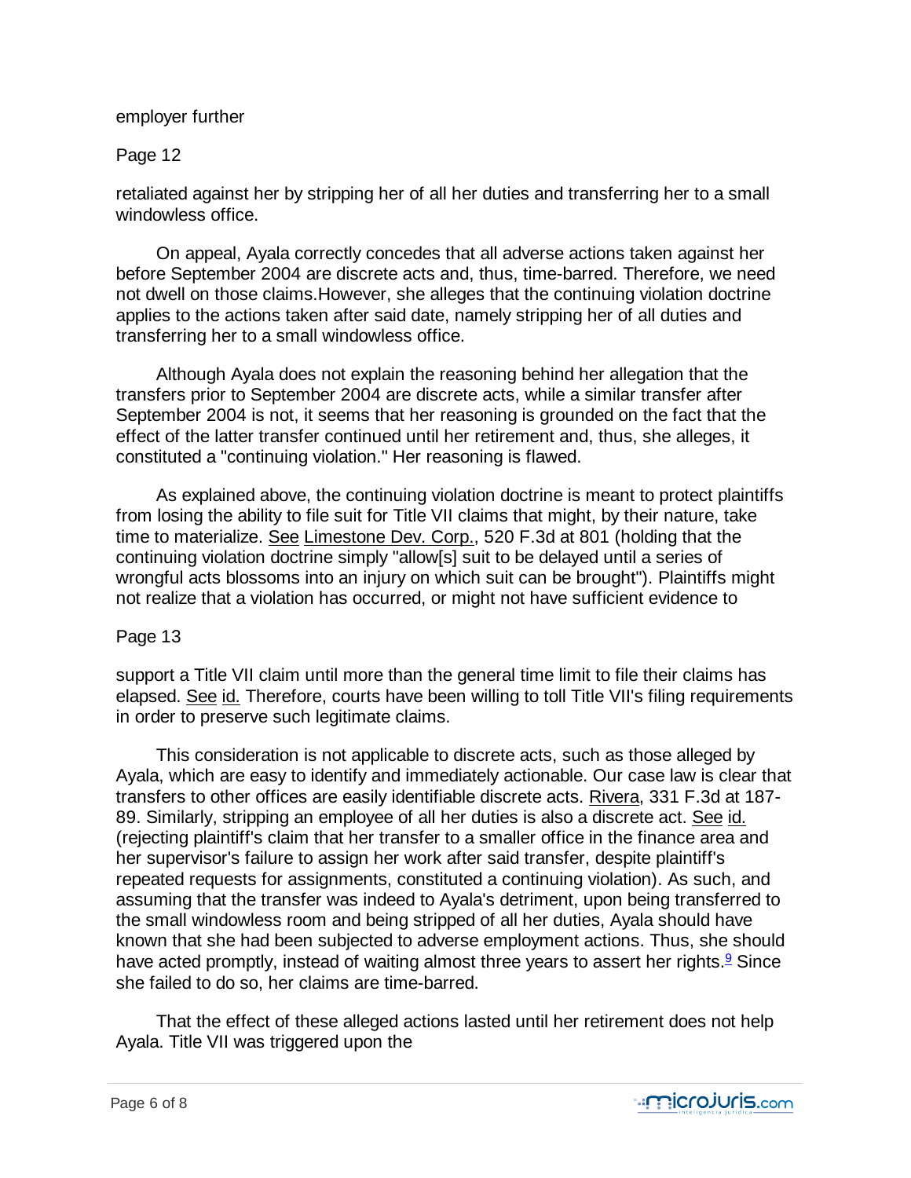employer further

retaliated against her by stripping her of all her duties and transferring her to a small windowless office.

On appeal, Ayala correctly concedes that all adverse actions taken against her before September 2004 are discrete acts and, thus, time-barred. Therefore, we need not dwell on those claims.However, she alleges that the continuing violation doctrine applies to the actions taken after said date, namely stripping her of all duties and transferring her to a small windowless office.

Although Ayala does not explain the reasoning behind her allegation that the transfers prior to September 2004 are discrete acts, while a similar transfer after September 2004 is not, it seems that her reasoning is grounded on the fact that the effect of the latter transfer continued until her retirement and, thus, she alleges, it constituted a "continuing violation." Her reasoning is flawed.

As explained above, the continuing violation doctrine is meant to protect plaintiffs from losing the ability to file suit for Title VII claims that might, by their nature, take time to materialize. See Limestone Dev. Corp., 520 F.3d at 801 (holding that the continuing violation doctrine simply "allow[s] suit to be delayed until a series of wrongful acts blossoms into an injury on which suit can be brought"). Plaintiffs might not realize that a violation has occurred, or might not have sufficient evidence to support a Title VII claim until more than the general time limit to file their claims has elapsed. See id. Therefore, courts have been willing to toll Title VII's filing requirements in order to preserve such legitimate claims.

This consideration is not applicable to discrete acts, such as those alleged by Ayala, which are easy to identify and immediately actionable. Our case law is clear that transfers to other offices are easily identifiable discrete acts. Rivera, 331 F.3d at 187-89. Similarly, stripping an employee of all her duties is also a discrete act. See id. (rejecting plaintiff's claim that her transfer to a smaller office in the finance area and her supervisor's failure to assign her work after said transfer, despite plaintiff's repeated requests for assignments, constituted a continuing violation). As such, and assuming that the transfer was indeed to Ayala's detriment, upon being transferred to the small windowless room and being stripped of all her duties, Ayala should have known that she had been subjected to adverse employment actions. Thus, she should have acted promptly, instead of waiting almost three years to assert her rights.[9] Since she failed to do so, her claims are time-barred.

That the effect of these alleged actions lasted until her retirement does not help Ayala. Title VII was triggered upon the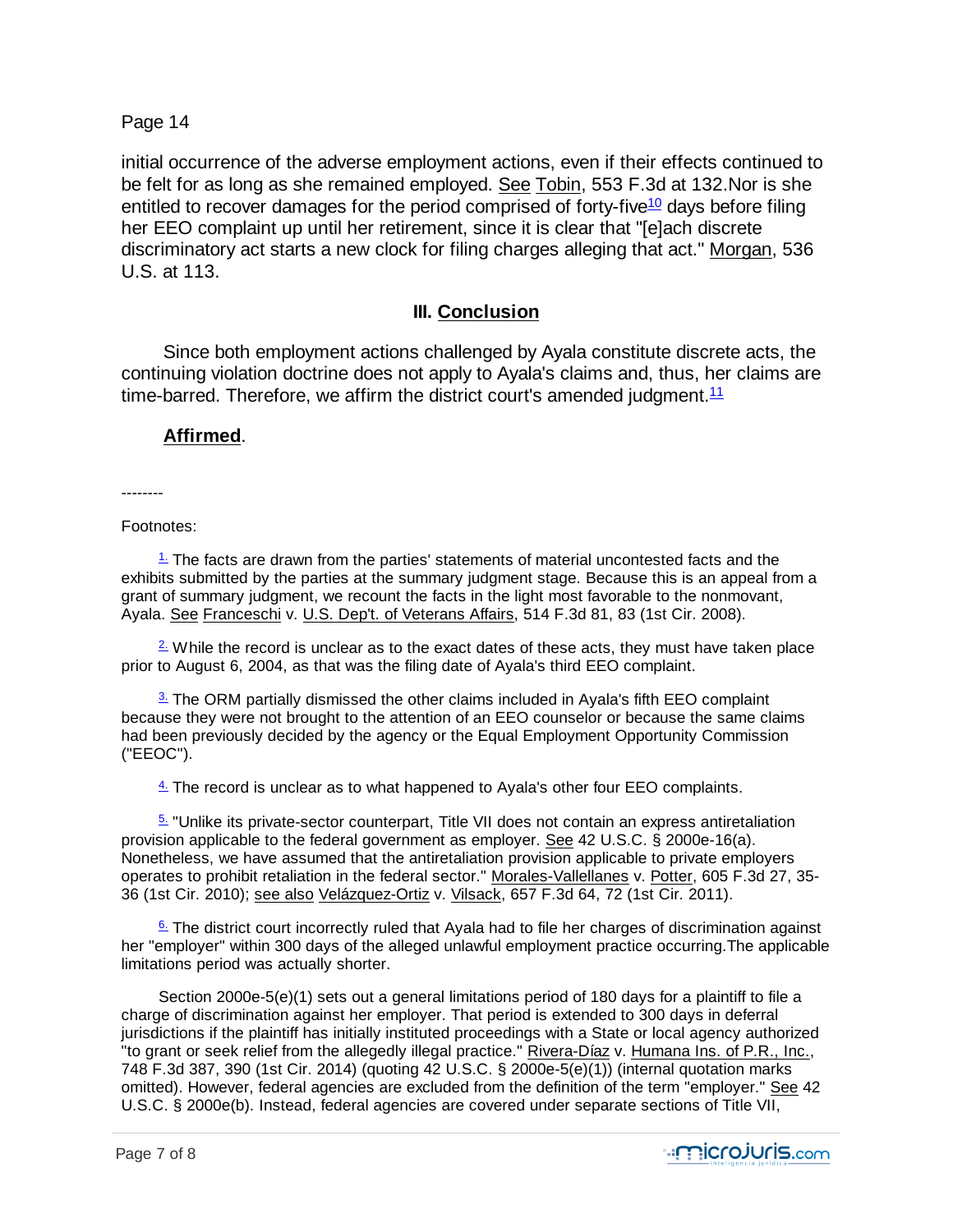Page 14

initial occurrence of the adverse employment actions, even if their effects continued to be felt for as long as she remained employed. See Tobin, 553 F.3d at 132.Nor is she entitled to recover damages for the period comprised of forty-five[10] days before filing her EEO complaint up until her retirement, since it is clear that "[e]ach discrete discriminatory act starts a new clock for filing charges alleging that act." Morgan, 536 U.S. at 113.

### III. Conclusion

Since both employment actions challenged by Ayala constitute discrete acts, the continuing violation doctrine does not apply to Ayala's claims and, thus, her claims are time-barred. Therefore, we affirm the district court's amended judgment.[11]

**Affirmed**.

--------

Footnotes:

1. The facts are drawn from the parties' statements of material uncontested facts and the exhibits submitted by the parties at the summary judgment stage. Because this is an appeal from a grant of summary judgment, we recount the facts in the light most favorable to the nonmovant, Ayala. See Franceschi v. U.S. Dep't. of Veterans Affairs, 514 F.3d 81, 83 (1st Cir. 2008).

2. While the record is unclear as to the exact dates of these acts, they must have taken place prior to August 6, 2004, as that was the filing date of Ayala's third EEO complaint.

3. The ORM partially dismissed the other claims included in Ayala's fifth EEO complaint because they were not brought to the attention of an EEO counselor or because the same claims had been previously decided by the agency or the Equal Employment Opportunity Commission ("EEOC").

4. The record is unclear as to what happened to Ayala's other four EEO complaints.

5. "Unlike its private-sector counterpart, Title VII does not contain an express antiretaliation provision applicable to the federal government as employer. See 42 U.S.C. § 2000e-16(a). Nonetheless, we have assumed that the antiretaliation provision applicable to private employers operates to prohibit retaliation in the federal sector." Morales-Vallellanes v. Potter, 605 F.3d 27, 35-36 (1st Cir. 2010); see also Velázquez-Ortiz v. Vilsack, 657 F.3d 64, 72 (1st Cir. 2011).

6. The district court incorrectly ruled that Ayala had to file her charges of discrimination against her "employer" within 300 days of the alleged unlawful employment practice occurring.The applicable limitations period was actually shorter.

Section 2000e-5(e)(1) sets out a general limitations period of 180 days for a plaintiff to file a charge of discrimination against her employer. That period is extended to 300 days in deferral jurisdictions if the plaintiff has initially instituted proceedings with a State or local agency authorized "to grant or seek relief from the allegedly illegal practice." Rivera-Díaz v. Humana Ins. of P.R., Inc., 748 F.3d 387, 390 (1st Cir. 2014) (quoting 42 U.S.C. § 2000e-5(e)(1)) (internal quotation marks omitted). However, federal agencies are excluded from the definition of the term "employer." See 42 U.S.C. § 2000e(b). Instead, federal agencies are covered under separate sections of Title VII,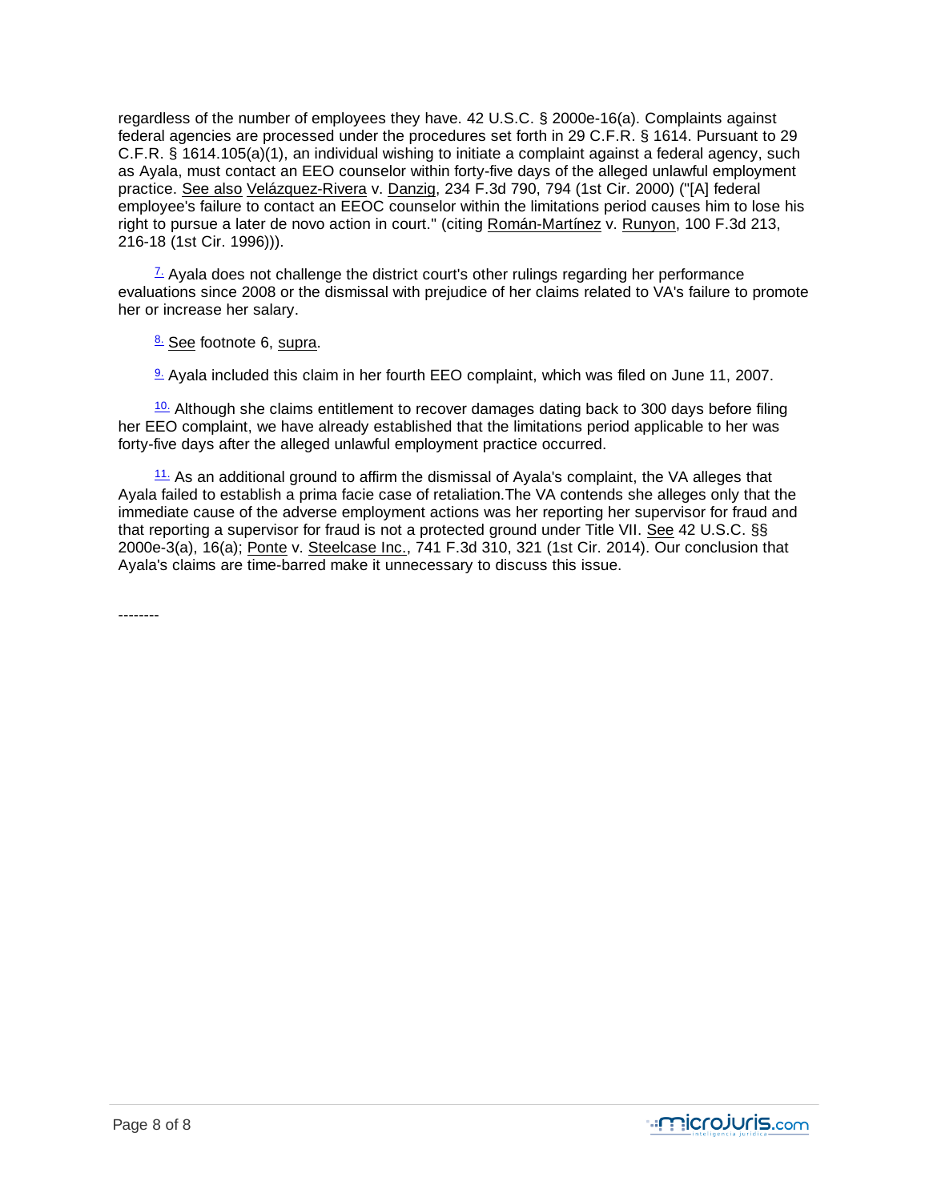regardless of the number of employees they have. 42 U.S.C. § 2000e-16(a). Complaints against federal agencies are processed under the procedures set forth in 29 C.F.R. § 1614. Pursuant to 29 C.F.R. § 1614.105(a)(1), an individual wishing to initiate a complaint against a federal agency, such as Ayala, must contact an EEO counselor within forty-five days of the alleged unlawful employment practice. See also Velázquez-Rivera v. Danzig, 234 F.3d 790, 794 (1st Cir. 2000) ("[A] federal employee's failure to contact an EEOC counselor within the limitations period causes him to lose his right to pursue a later de novo action in court." (citing Román-Martínez v. Runyon, 100 F.3d 213, 216-18 (1st Cir. 1996))).

7. Ayala does not challenge the district court's other rulings regarding her performance evaluations since 2008 or the dismissal with prejudice of her claims related to VA's failure to promote her or increase her salary.

8. See footnote 6, supra.

9. Ayala included this claim in her fourth EEO complaint, which was filed on June 11, 2007.

10. Although she claims entitlement to recover damages dating back to 300 days before filing her EEO complaint, we have already established that the limitations period applicable to her was forty-five days after the alleged unlawful employment practice occurred.

11. As an additional ground to affirm the dismissal of Ayala's complaint, the VA alleges that Ayala failed to establish a prima facie case of retaliation.The VA contends she alleges only that the immediate cause of the adverse employment actions was her reporting her supervisor for fraud and that reporting a supervisor for fraud is not a protected ground under Title VII. See 42 U.S.C. §§ 2000e-3(a), 16(a); Ponte v. Steelcase Inc., 741 F.3d 310, 321 (1st Cir. 2014). Our conclusion that Ayala's claims are time-barred make it unnecessary to discuss this issue.

--------